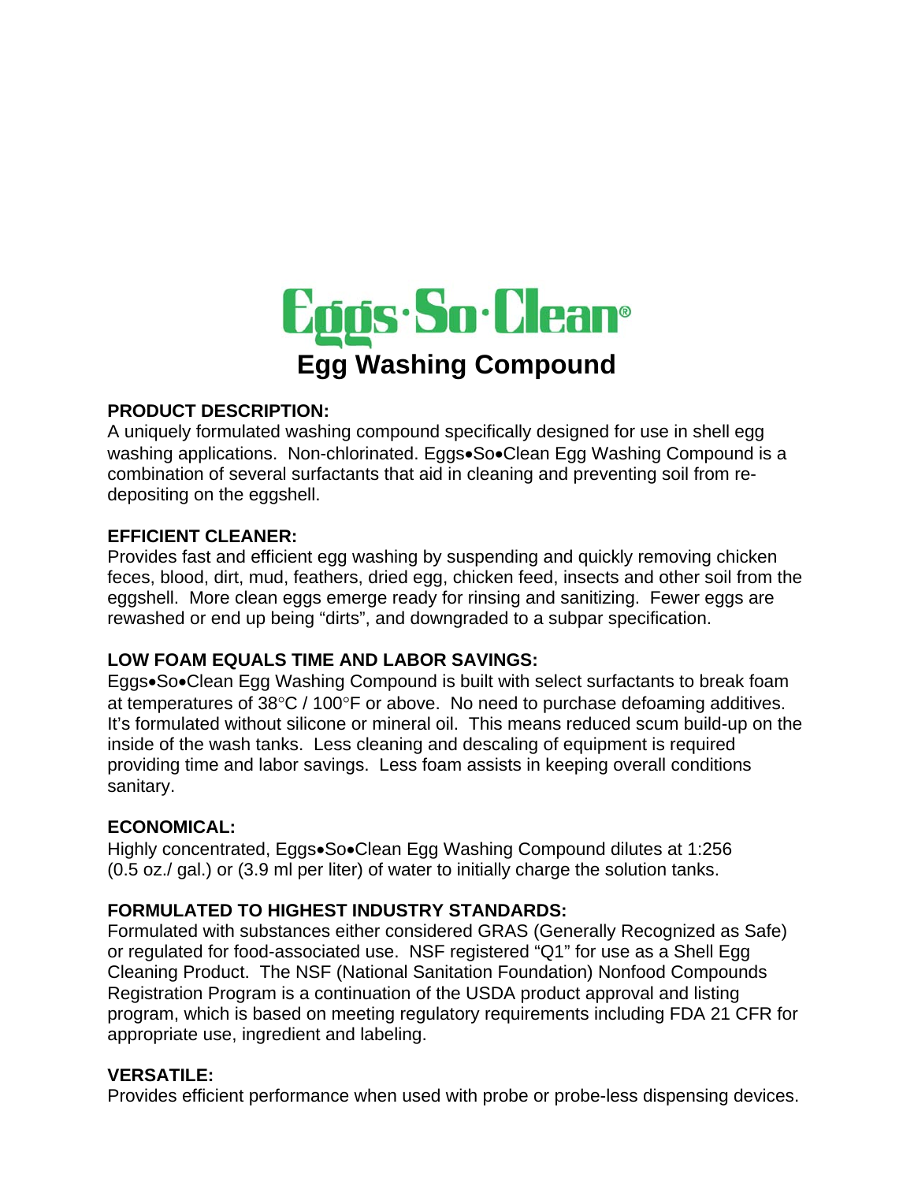# Eggs·So·Clean®

## Egg Washing Compound

**PRODUCT DESCRIPTION:**
A uniquely formulated washing compound specifically designed for use in shell egg washing applications. Non-chlorinated. Eggs•So•Clean Egg Washing Compound is a combination of several surfactants that aid in cleaning and preventing soil from re-depositing on the eggshell.

**EFFICIENT CLEANER:**
Provides fast and efficient egg washing by suspending and quickly removing chicken feces, blood, dirt, mud, feathers, dried egg, chicken feed, insects and other soil from the eggshell. More clean eggs emerge ready for rinsing and sanitizing. Fewer eggs are rewashed or end up being "dirts", and downgraded to a subpar specification.

**LOW FOAM EQUALS TIME AND LABOR SAVINGS:**
Eggs•So•Clean Egg Washing Compound is built with select surfactants to break foam at temperatures of 38°C / 100°F or above. No need to purchase defoaming additives. It's formulated without silicone or mineral oil. This means reduced scum build-up on the inside of the wash tanks. Less cleaning and descaling of equipment is required providing time and labor savings. Less foam assists in keeping overall conditions sanitary.

**ECONOMICAL:**
Highly concentrated, Eggs•So•Clean Egg Washing Compound dilutes at 1:256 (0.5 oz./ gal.) or (3.9 ml per liter) of water to initially charge the solution tanks.

**FORMULATED TO HIGHEST INDUSTRY STANDARDS:**
Formulated with substances either considered GRAS (Generally Recognized as Safe) or regulated for food-associated use. NSF registered "Q1" for use as a Shell Egg Cleaning Product. The NSF (National Sanitation Foundation) Nonfood Compounds Registration Program is a continuation of the USDA product approval and listing program, which is based on meeting regulatory requirements including FDA 21 CFR for appropriate use, ingredient and labeling.

**VERSATILE:**
Provides efficient performance when used with probe or probe-less dispensing devices.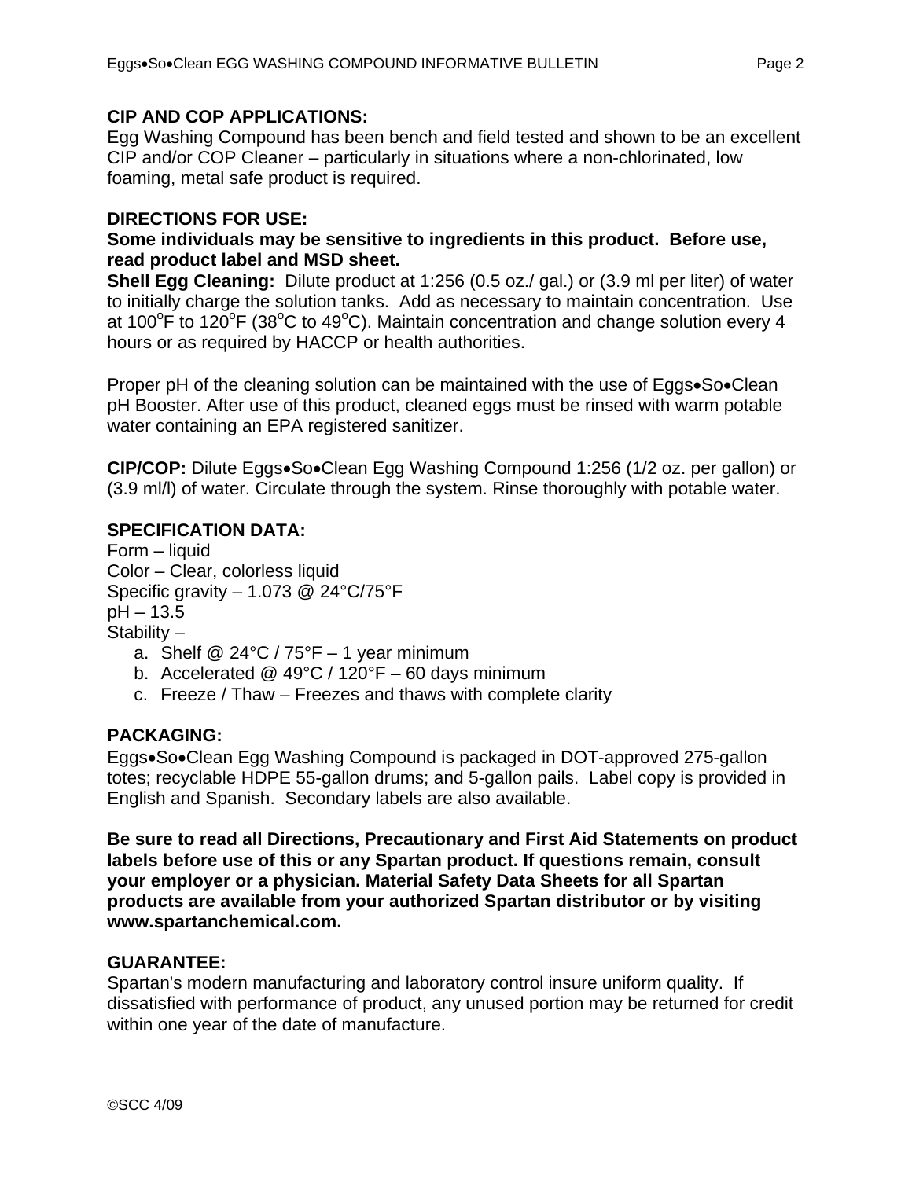## CIP AND COP APPLICATIONS:

Egg Washing Compound has been bench and field tested and shown to be an excellent CIP and/or COP Cleaner – particularly in situations where a non-chlorinated, low foaming, metal safe product is required.

## DIRECTIONS FOR USE:

**Some individuals may be sensitive to ingredients in this product. Before use, read product label and MSD sheet.**

**Shell Egg Cleaning:** Dilute product at 1:256 (0.5 oz./ gal.) or (3.9 ml per liter) of water to initially charge the solution tanks. Add as necessary to maintain concentration. Use at 100$^{o}$F to 120$^{o}$F (38$^{o}$C to 49$^{o}$C). Maintain concentration and change solution every 4 hours or as required by HACCP or health authorities.

Proper pH of the cleaning solution can be maintained with the use of Eggs•So•Clean pH Booster. After use of this product, cleaned eggs must be rinsed with warm potable water containing an EPA registered sanitizer.

**CIP/COP:** Dilute Eggs•So•Clean Egg Washing Compound 1:256 (1/2 oz. per gallon) or (3.9 ml/l) of water. Circulate through the system. Rinse thoroughly with potable water.

## SPECIFICATION DATA:

Form – liquid
Color – Clear, colorless liquid
Specific gravity – 1.073 @ 24°C/75°F
pH – 13.5
Stability –

a. Shelf @ 24°C / 75°F – 1 year minimum
b. Accelerated @ 49°C / 120°F – 60 days minimum
c. Freeze / Thaw – Freezes and thaws with complete clarity

## PACKAGING:

Eggs•So•Clean Egg Washing Compound is packaged in DOT-approved 275-gallon totes; recyclable HDPE 55-gallon drums; and 5-gallon pails. Label copy is provided in English and Spanish. Secondary labels are also available.

**Be sure to read all Directions, Precautionary and First Aid Statements on product labels before use of this or any Spartan product. If questions remain, consult your employer or a physician. Material Safety Data Sheets for all Spartan products are available from your authorized Spartan distributor or by visiting www.spartanchemical.com.**

## GUARANTEE:

Spartan's modern manufacturing and laboratory control insure uniform quality. If dissatisfied with performance of product, any unused portion may be returned for credit within one year of the date of manufacture.

©SCC 4/09